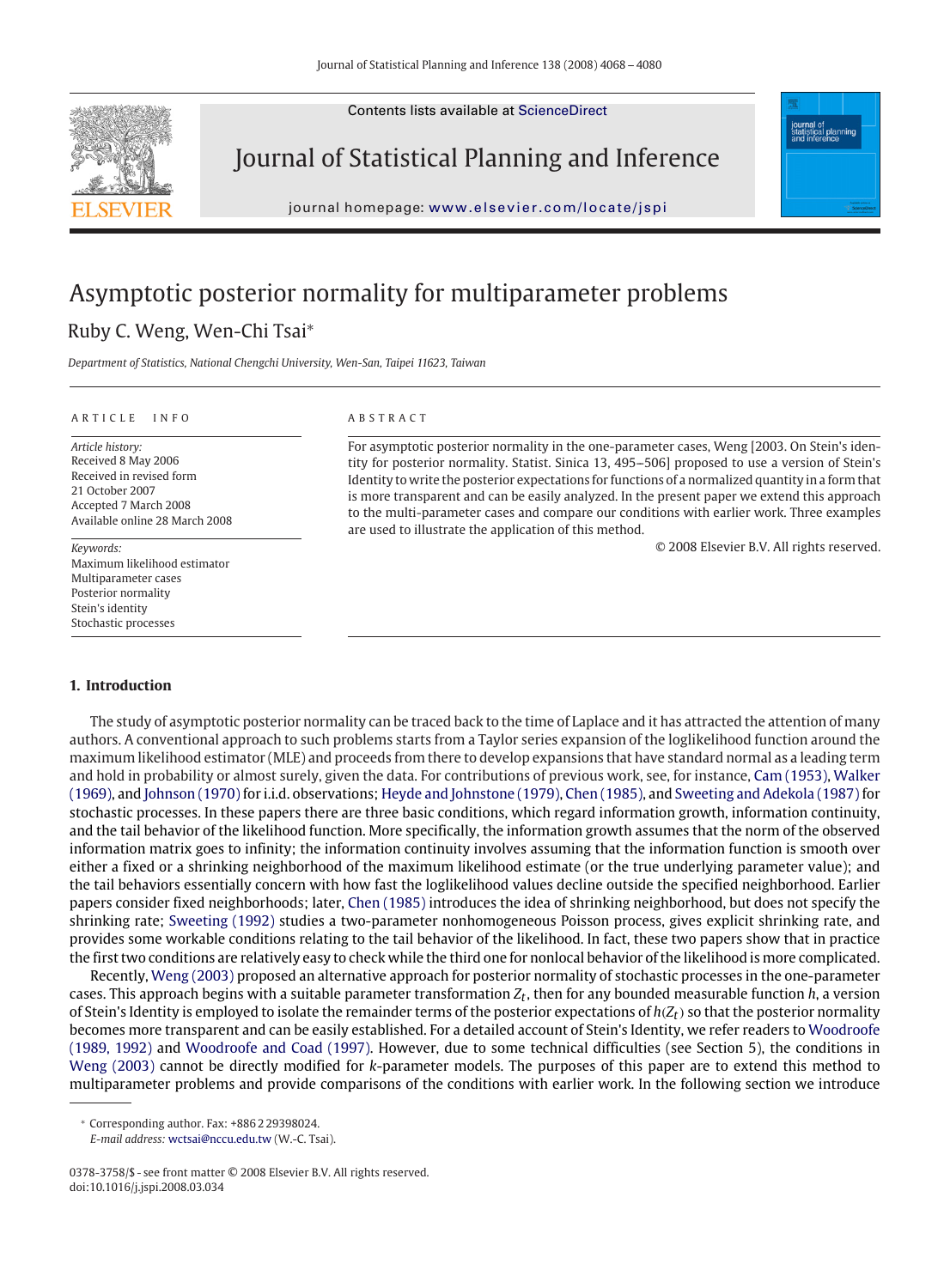Contents lists available at ScienceDirect

Journal of Statistical Planning and Inference

journal homepage: www.elsevier.com/locate/jspi

# Asymptotic posterior normality for multiparameter problems

Ruby C. Weng, Wen-Chi Tsai*

*Department of Statistics, National Chengchi University, Wen-San, Taipei 11623, Taiwan*

ARTICLE INFO

*Article history:*
Received 8 May 2006
Received in revised form
21 October 2007
Accepted 7 March 2008
Available online 28 March 2008

*Keywords:*
Maximum likelihood estimator
Multiparameter cases
Posterior normality
Stein's identity
Stochastic processes

ABSTRACT

For asymptotic posterior normality in the one-parameter cases, Weng [2003. On Stein's identity for posterior normality. Statist. Sinica 13, 495–506] proposed to use a version of Stein's Identity to write the posterior expectations for functions of a normalized quantity in a form that is more transparent and can be easily analyzed. In the present paper we extend this approach to the multi-parameter cases and compare our conditions with earlier work. Three examples are used to illustrate the application of this method.

© 2008 Elsevier B.V. All rights reserved.

## 1. Introduction

The study of asymptotic posterior normality can be traced back to the time of Laplace and it has attracted the attention of many authors. A conventional approach to such problems starts from a Taylor series expansion of the loglikelihood function around the maximum likelihood estimator (MLE) and proceeds from there to develop expansions that have standard normal as a leading term and hold in probability or almost surely, given the data. For contributions of previous work, see, for instance, Cam (1953), Walker (1969), and Johnson (1970) for i.i.d. observations; Heyde and Johnstone (1979), Chen (1985), and Sweeting and Adekola (1987) for stochastic processes. In these papers there are three basic conditions, which regard information growth, information continuity, and the tail behavior of the likelihood function. More specifically, the information growth assumes that the norm of the observed information matrix goes to infinity; the information continuity involves assuming that the information function is smooth over either a fixed or a shrinking neighborhood of the maximum likelihood estimate (or the true underlying parameter value); and the tail behaviors essentially concern with how fast the loglikelihood values decline outside the specified neighborhood. Earlier papers consider fixed neighborhoods; later, Chen (1985) introduces the idea of shrinking neighborhood, but does not specify the shrinking rate; Sweeting (1992) studies a two-parameter nonhomogeneous Poisson process, gives explicit shrinking rate, and provides some workable conditions relating to the tail behavior of the likelihood. In fact, these two papers show that in practice the first two conditions are relatively easy to check while the third one for nonlocal behavior of the likelihood is more complicated.

Recently, Weng (2003) proposed an alternative approach for posterior normality of stochastic processes in the one-parameter cases. This approach begins with a suitable parameter transformation $Z_t$, then for any bounded measurable function $h$, a version of Stein's Identity is employed to isolate the remainder terms of the posterior expectations of $h(Z_t)$ so that the posterior normality becomes more transparent and can be easily established. For a detailed account of Stein's Identity, we refer readers to Woodroofe (1989, 1992) and Woodroofe and Coad (1997). However, due to some technical difficulties (see Section 5), the conditions in Weng (2003) cannot be directly modified for $k$-parameter models. The purposes of this paper are to extend this method to multiparameter problems and provide comparisons of the conditions with earlier work. In the following section we introduce

* Corresponding author. Fax: +886 2 29398024.
*E-mail address:* wctsai@nccu.edu.tw (W.-C. Tsai).

0378-3758/$ - see front matter © 2008 Elsevier B.V. All rights reserved.
doi:10.1016/j.jspi.2008.03.034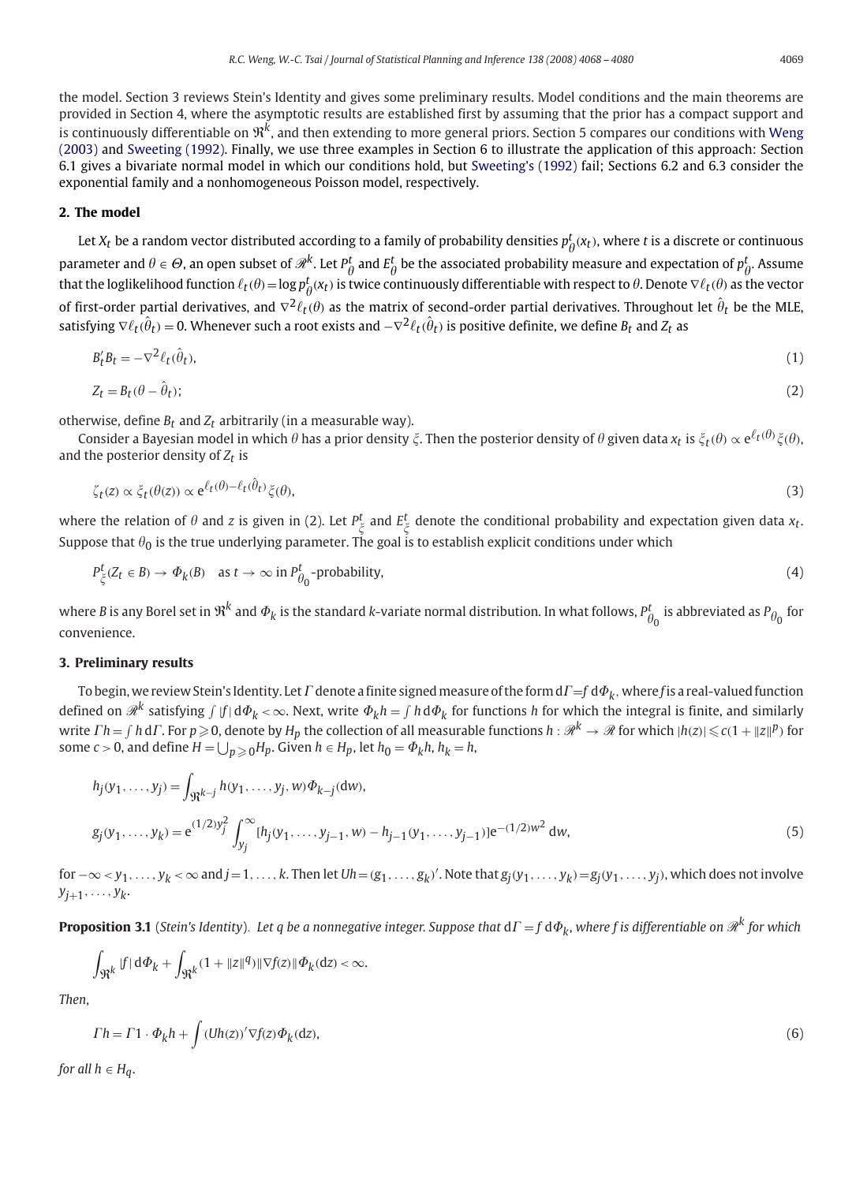the model. Section 3 reviews Stein's Identity and gives some preliminary results. Model conditions and the main theorems are provided in Section 4, where the asymptotic results are established first by assuming that the prior has a compact support and is continuously differentiable on $\Re^k$, and then extending to more general priors. Section 5 compares our conditions with Weng (2003) and Sweeting (1992). Finally, we use three examples in Section 6 to illustrate the application of this approach: Section 6.1 gives a bivariate normal model in which our conditions hold, but Sweeting's (1992) fail; Sections 6.2 and 6.3 consider the exponential family and a nonhomogeneous Poisson model, respectively.

## 2. The model

Let $X_t$ be a random vector distributed according to a family of probability densities $p_\theta^t(x_t)$, where $t$ is a discrete or continuous parameter and $\theta \in \Theta$, an open subset of $\mathscr{R}^k$. Let $P_\theta^t$ and $E_\theta^t$ be the associated probability measure and expectation of $p_\theta^t$. Assume that the loglikelihood function $\ell_t(\theta) = \log p_\theta^t(x_t)$ is twice continuously differentiable with respect to $\theta$. Denote $\nabla \ell_t(\theta)$ as the vector of first-order partial derivatives, and $\nabla^2 \ell_t(\theta)$ as the matrix of second-order partial derivatives. Throughout let $\hat{\theta}_t$ be the MLE, satisfying $\nabla \ell_t(\hat{\theta}_t) = 0$. Whenever such a root exists and $-\nabla^2 \ell_t(\hat{\theta}_t)$ is positive definite, we define $B_t$ and $Z_t$ as

$$B_t' B_t = -\nabla^2 \ell_t(\hat{\theta}_t), \tag{1}$$

$$Z_t = B_t(\theta - \hat{\theta}_t); \tag{2}$$

otherwise, define $B_t$ and $Z_t$ arbitrarily (in a measurable way).

Consider a Bayesian model in which $\theta$ has a prior density $\xi$. Then the posterior density of $\theta$ given data $x_t$ is $\xi_t(\theta) \propto e^{\ell_t(\theta)} \xi(\theta)$, and the posterior density of $Z_t$ is

$$\zeta_t(z) \propto \xi_t(\theta(z)) \propto e^{\ell_t(\theta) - \ell_t(\hat{\theta}_t)} \xi(\theta), \tag{3}$$

where the relation of $\theta$ and $z$ is given in (2). Let $P_\xi^t$ and $E_\xi^t$ denote the conditional probability and expectation given data $x_t$. Suppose that $\theta_0$ is the true underlying parameter. The goal is to establish explicit conditions under which

$$P_\xi^t(Z_t \in B) \to \Phi_k(B) \quad \text{as } t \to \infty \text{ in } P_{\theta_0}^t\text{-probability}, \tag{4}$$

where $B$ is any Borel set in $\Re^k$ and $\Phi_k$ is the standard $k$-variate normal distribution. In what follows, $P_{\theta_0}^t$ is abbreviated as $P_{\theta_0}$ for convenience.

## 3. Preliminary results

To begin, we review Stein's Identity. Let $\Gamma$ denote a finite signed measure of the form $d\Gamma = f\, d\Phi_k$, where $f$ is a real-valued function defined on $\mathscr{R}^k$ satisfying $\int |f|\, d\Phi_k < \infty$. Next, write $\Phi_k h = \int h\, d\Phi_k$ for functions $h$ for which the integral is finite, and similarly write $\Gamma h = \int h\, d\Gamma$. For $p \geqslant 0$, denote by $H_p$ the collection of all measurable functions $h : \mathscr{R}^k \to \mathscr{R}$ for which $|h(z)| \leqslant c(1 + \|z\|^p)$ for some $c > 0$, and define $H = \bigcup_{p \geqslant 0} H_p$. Given $h \in H_p$, let $h_0 = \Phi_k h$, $h_k = h$,

$$h_j(y_1, \ldots, y_j) = \int_{\Re^{k-j}} h(y_1, \ldots, y_j, w) \Phi_{k-j}(dw),$$

$$g_j(y_1, \ldots, y_k) = e^{(1/2)y_j^2} \int_{y_j}^{\infty} [h_j(y_1, \ldots, y_{j-1}, w) - h_{j-1}(y_1, \ldots, y_{j-1})] e^{-(1/2)w^2}\, dw, \tag{5}$$

for $-\infty < y_1, \ldots, y_k < \infty$ and $j = 1, \ldots, k$. Then let $Uh = (g_1, \ldots, g_k)'$. Note that $g_j(y_1, \ldots, y_k) = g_j(y_1, \ldots, y_j)$, which does not involve $y_{j+1}, \ldots, y_k$.

**Proposition 3.1** (*Stein's Identity*). *Let $q$ be a nonnegative integer. Suppose that $d\Gamma = f\, d\Phi_k$, where $f$ is differentiable on $\mathscr{R}^k$ for which*

$$\int_{\Re^k} |f|\, d\Phi_k + \int_{\Re^k} (1 + \|z\|^q) \|\nabla f(z)\| \Phi_k(dz) < \infty.$$

*Then,*

$$\Gamma h = \Gamma 1 \cdot \Phi_k h + \int (Uh(z))' \nabla f(z) \Phi_k(dz), \tag{6}$$

*for all $h \in H_q$.*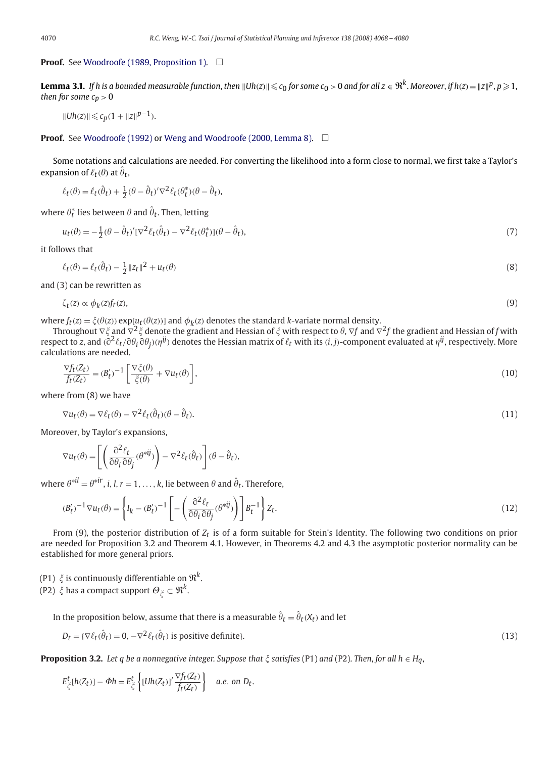**Proof.** See Woodroofe (1989, Proposition 1). $\square$

**Lemma 3.1.** *If $h$ is a bounded measurable function, then $\|Uh(z)\| \leqslant c_0$ for some $c_0 > 0$ and for all $z \in \Re^k$. Moreover, if $h(z) = \|z\|^p$, $p \geqslant 1$, then for some $c_p > 0$*

$$\|Uh(z)\| \leqslant c_p(1 + \|z\|^{p-1}).$$

**Proof.** See Woodroofe (1992) or Weng and Woodroofe (2000, Lemma 8). $\square$

Some notations and calculations are needed. For converting the likelihood into a form close to normal, we first take a Taylor's expansion of $\ell_t(\theta)$ at $\hat{\theta}_t$,

$$\ell_t(\theta) = \ell_t(\hat{\theta}_t) + \tfrac{1}{2}(\theta - \hat{\theta}_t)'\nabla^2 \ell_t(\theta_t^*)(\theta - \hat{\theta}_t),$$

where $\theta_t^*$ lies between $\theta$ and $\hat{\theta}_t$. Then, letting

$$u_t(\theta) = -\tfrac{1}{2}(\theta - \hat{\theta}_t)'[\nabla^2 \ell_t(\hat{\theta}_t) - \nabla^2 \ell_t(\theta_t^*)](\theta - \hat{\theta}_t), \tag{7}$$

it follows that

$$\ell_t(\theta) = \ell_t(\hat{\theta}_t) - \tfrac{1}{2}\|z_t\|^2 + u_t(\theta) \tag{8}$$

and (3) can be rewritten as

$$\zeta_t(z) \propto \phi_k(z) f_t(z), \tag{9}$$

where $f_t(z) = \xi(\theta(z))\exp[u_t(\theta(z))]$ and $\phi_k(z)$ denotes the standard $k$-variate normal density.

Throughout $\nabla\xi$ and $\nabla^2\xi$ denote the gradient and Hessian of $\xi$ with respect to $\theta$, $\nabla f$ and $\nabla^2 f$ the gradient and Hessian of $f$ with respect to $z$, and $(\partial^2 \ell_t/\partial\theta_i\partial\theta_j)(\eta^{ij})$ denotes the Hessian matrix of $\ell_t$ with its $(i,j)$-component evaluated at $\eta^{ij}$, respectively. More calculations are needed.

$$\frac{\nabla f_t(Z_t)}{f_t(Z_t)} = (B_t')^{-1}\left[\frac{\nabla\xi(\theta)}{\xi(\theta)} + \nabla u_t(\theta)\right], \tag{10}$$

where from (8) we have

$$\nabla u_t(\theta) = \nabla \ell_t(\theta) - \nabla^2 \ell_t(\hat{\theta}_t)(\theta - \hat{\theta}_t). \tag{11}$$

Moreover, by Taylor's expansions,

$$\nabla u_t(\theta) = \left[\left(\frac{\partial^2 \ell_t}{\partial\theta_i\partial\theta_j}(\theta^{*ij})\right) - \nabla^2 \ell_t(\hat{\theta}_t)\right](\theta - \hat{\theta}_t),$$

where $\theta^{*il} = \theta^{*ir}$, $i, l, r = 1, \ldots, k$, lie between $\theta$ and $\hat{\theta}_t$. Therefore,

$$(B_t')^{-1}\nabla u_t(\theta) = \left\{I_k - (B_t')^{-1}\left[-\left(\frac{\partial^2 \ell_t}{\partial\theta_i\partial\theta_j}(\theta^{*ij})\right)\right]B_t^{-1}\right\}Z_t. \tag{12}$$

From (9), the posterior distribution of $Z_t$ is of a form suitable for Stein's Identity. The following two conditions on prior are needed for Proposition 3.2 and Theorem 4.1. However, in Theorems 4.2 and 4.3 the asymptotic posterior normality can be established for more general priors.

(P1) $\xi$ is continuously differentiable on $\Re^k$.
(P2) $\xi$ has a compact support $\Theta_\xi \subset \Re^k$.

In the proposition below, assume that there is a measurable $\hat{\theta}_t = \hat{\theta}_t(X_t)$ and let

$$D_t = \{\nabla \ell_t(\hat{\theta}_t) = 0, -\nabla^2 \ell_t(\hat{\theta}_t) \text{ is positive definite}\}. \tag{13}$$

**Proposition 3.2.** *Let $q$ be a nonnegative integer. Suppose that $\xi$ satisfies* (P1) *and* (P2). *Then, for all $h \in H_q$,*

$$E_\xi^t[h(Z_t)] - \Phi h = E_\xi^t\left\{[Uh(Z_t)]'\frac{\nabla f_t(Z_t)}{f_t(Z_t)}\right\} \quad \textit{a.e. on } D_t.$$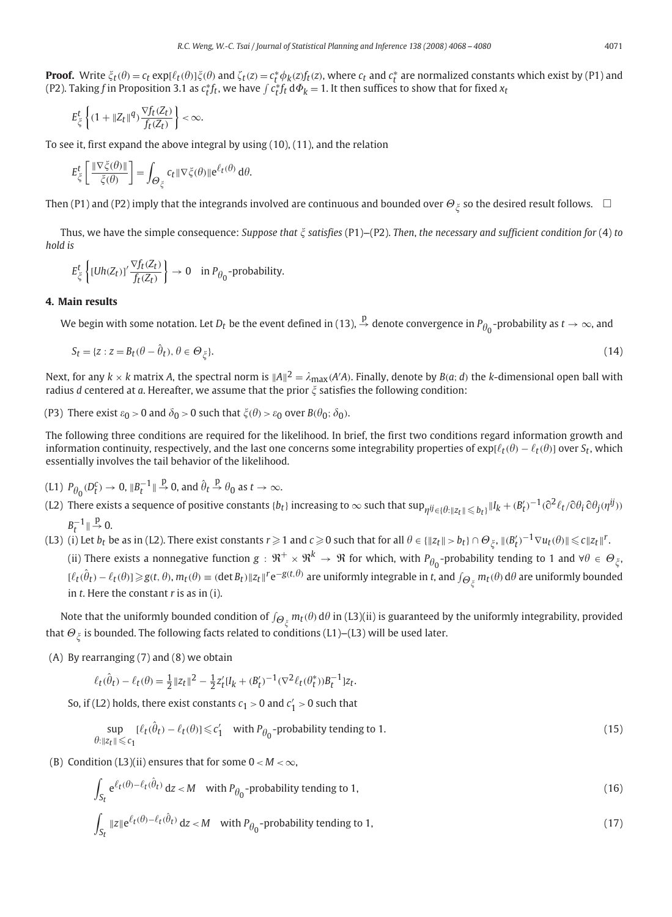**Proof.** Write $\xi_t(\theta) = c_t \exp[\ell_t(\theta)]\xi(\theta)$ and $\zeta_t(z) = c_t^* \phi_k(z) f_t(z)$, where $c_t$ and $c_t^*$ are normalized constants which exist by (P1) and (P2). Taking $f$ in Proposition 3.1 as $c_t^* f_t$, we have $\int c_t^* f_t \, d\Phi_k = 1$. It then suffices to show that for fixed $x_t$

$$E_\xi^t \left\{ (1 + \|Z_t\|^q) \frac{\nabla f_t(Z_t)}{f_t(Z_t)} \right\} < \infty.$$

To see it, first expand the above integral by using (10), (11), and the relation

$$E_\xi^t \left[ \frac{\|\nabla \xi(\theta)\|}{\xi(\theta)} \right] = \int_{\Theta_\xi} c_t \|\nabla \xi(\theta)\| e^{\ell_t(\theta)} \, d\theta.$$

Then (P1) and (P2) imply that the integrands involved are continuous and bounded over $\Theta_\xi$ so the desired result follows. $\square$

Thus, we have the simple consequence: *Suppose that $\xi$ satisfies* (P1)–(P2). *Then, the necessary and sufficient condition for* (4) *to hold is*

$$E_\xi^t \left\{ [Uh(Z_t)]' \frac{\nabla f_t(Z_t)}{f_t(Z_t)} \right\} \to 0 \quad \text{in } P_{\theta_0}\text{-probability.}$$

## 4. Main results

We begin with some notation. Let $D_t$ be the event defined in (13), $\overset{p}{\to}$ denote convergence in $P_{\theta_0}$-probability as $t \to \infty$, and

$$S_t = \{z : z = B_t(\theta - \hat{\theta}_t), \theta \in \Theta_\xi\}. \tag{14}$$

Next, for any $k \times k$ matrix $A$, the spectral norm is $\|A\|^2 = \lambda_{\max}(A'A)$. Finally, denote by $B(a; d)$ the $k$-dimensional open ball with radius $d$ centered at $a$. Hereafter, we assume that the prior $\xi$ satisfies the following condition:

(P3) There exist $\varepsilon_0 > 0$ and $\delta_0 > 0$ such that $\xi(\theta) > \varepsilon_0$ over $B(\theta_0; \delta_0)$.

The following three conditions are required for the likelihood. In brief, the first two conditions regard information growth and information continuity, respectively, and the last one concerns some integrability properties of $\exp[\ell_t(\theta) - \ell_t(\theta)]$ over $S_t$, which essentially involves the tail behavior of the likelihood.

(L1) $P_{\theta_0}(D_t^c) \to 0$, $\|B_t^{-1}\| \overset{p}{\to} 0$, and $\hat{\theta}_t \overset{p}{\to} \theta_0$ as $t \to \infty$.

(L2) There exists a sequence of positive constants $\{b_t\}$ increasing to $\infty$ such that $\sup_{\eta^{ij} \in \{\theta : \|z_t\| \leqslant b_t\}} \|I_k + (B_t')^{-1}(\partial^2 \ell_t / \partial\theta_i \partial\theta_j(\eta^{ij})) B_t^{-1}\| \overset{p}{\to} 0$.

(L3) (i) Let $b_t$ be as in (L2). There exist constants $r \geqslant 1$ and $c \geqslant 0$ such that for all $\theta \in \{\|z_t\| > b_t\} \cap \Theta_\xi$, $\|(B_t')^{-1} \nabla u_t(\theta)\| \leqslant c\|z_t\|^r$.

(ii) There exists a nonnegative function $g : \Re^+ \times \Re^k \to \Re$ for which, with $P_{\theta_0}$-probability tending to 1 and $\forall \theta \in \Theta_\xi$, $[\ell_t(\hat{\theta}_t) - \ell_t(\theta)] \geqslant g(t, \theta)$, $m_t(\theta) \equiv (\det B_t)\|z_t\|^r e^{-g(t,\theta)}$ are uniformly integrable in $t$, and $\int_{\Theta_\xi} m_t(\theta) \, d\theta$ are uniformly bounded in $t$. Here the constant $r$ is as in (i).

Note that the uniformly bounded condition of $\int_{\Theta_\xi} m_t(\theta) \, d\theta$ in (L3)(ii) is guaranteed by the uniformly integrability, provided that $\Theta_\xi$ is bounded. The following facts related to conditions (L1)–(L3) will be used later.

(A) By rearranging (7) and (8) we obtain

$$\ell_t(\hat{\theta}_t) - \ell_t(\theta) = \tfrac{1}{2}\|z_t\|^2 - \tfrac{1}{2} z_t'[I_k + (B_t')^{-1}(\nabla^2 \ell_t(\theta_t^*)) B_t^{-1}] z_t.$$

So, if (L2) holds, there exist constants $c_1 > 0$ and $c_1' > 0$ such that

$$\sup_{\theta : \|z_t\| \leqslant c_1} [\ell_t(\hat{\theta}_t) - \ell_t(\theta)] \leqslant c_1' \quad \text{with } P_{\theta_0}\text{-probability tending to 1.} \tag{15}$$

(B) Condition (L3)(ii) ensures that for some $0 < M < \infty$,

$$\int_{S_t} e^{\ell_t(\theta) - \ell_t(\hat{\theta}_t)} \, dz < M \quad \text{with } P_{\theta_0}\text{-probability tending to 1,} \tag{16}$$

$$\int_{S_t} \|z\| e^{\ell_t(\theta) - \ell_t(\hat{\theta}_t)} \, dz < M \quad \text{with } P_{\theta_0}\text{-probability tending to 1,} \tag{17}$$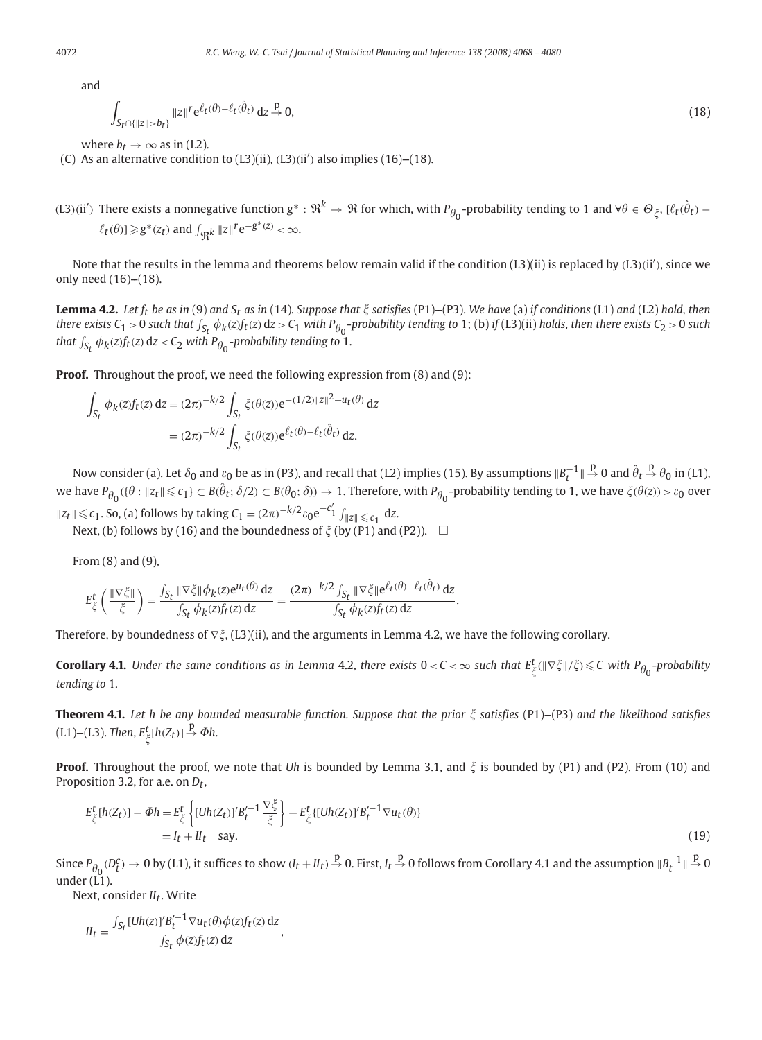and

$$\int_{S_t \cap \{\|z\| > b_t\}} \|z\|^r e^{\ell_t(\theta) - \ell_t(\hat{\theta}_t)} \, dz \xrightarrow{p} 0, \tag{18}$$

where $b_t \to \infty$ as in (L2).

(C) As an alternative condition to (L3)(ii), (L3)(ii$'$) also implies (16)–(18).

(L3)(ii$'$) There exists a nonnegative function $g^* : \Re^k \to \Re$ for which, with $P_{\theta_0}$-probability tending to 1 and $\forall \theta \in \Theta_\xi$, $[\ell_t(\hat{\theta}_t) - \ell_t(\theta)] \geqslant g^*(z_t)$ and $\int_{\Re^k} \|z\|^r e^{-g^*(z)} < \infty$.

Note that the results in the lemma and theorems below remain valid if the condition (L3)(ii) is replaced by (L3)(ii$'$), since we only need (16)–(18).

**Lemma 4.2.** *Let $f_t$ be as in* (9) *and $S_t$ as in* (14). *Suppose that $\xi$ satisfies* (P1)–(P3). *We have* (a) *if conditions* (L1) *and* (L2) *hold, then there exists $C_1 > 0$ such that $\int_{S_t} \phi_k(z) f_t(z) \, dz > C_1$ with $P_{\theta_0}$-probability tending to* 1; (b) *if* (L3)(ii) *holds, then there exists $C_2 > 0$ such that $\int_{S_t} \phi_k(z) f_t(z) \, dz < C_2$ with $P_{\theta_0}$-probability tending to* 1.

**Proof.** Throughout the proof, we need the following expression from (8) and (9):

$$\begin{aligned}
\int_{S_t} \phi_k(z) f_t(z) \, dz &= (2\pi)^{-k/2} \int_{S_t} \xi(\theta(z)) e^{-(1/2)\|z\|^2 + u_t(\theta)} \, dz \\
&= (2\pi)^{-k/2} \int_{S_t} \xi(\theta(z)) e^{\ell_t(\theta) - \ell_t(\hat{\theta}_t)} \, dz.
\end{aligned}$$

Now consider (a). Let $\delta_0$ and $\varepsilon_0$ be as in (P3), and recall that (L2) implies (15). By assumptions $\|B_t^{-1}\| \xrightarrow{p} 0$ and $\hat{\theta}_t \xrightarrow{p} \theta_0$ in (L1), we have $P_{\theta_0}(\{\theta : \|z_t\| \leqslant c_1\} \subset B(\hat{\theta}_t; \delta/2) \subset B(\theta_0; \delta)) \to 1$. Therefore, with $P_{\theta_0}$-probability tending to 1, we have $\xi(\theta(z)) > \varepsilon_0$ over $\|z_t\| \leqslant c_1$. So, (a) follows by taking $C_1 = (2\pi)^{-k/2} \varepsilon_0 e^{-c_1'} \int_{\|z\| \leqslant c_1} dz$.

Next, (b) follows by (16) and the boundedness of $\xi$ (by (P1) and (P2)). $\square$

From (8) and (9),

$$E_\xi^t \left( \frac{\|\nabla \xi\|}{\xi} \right) = \frac{\int_{S_t} \|\nabla \xi\| \phi_k(z) e^{u_t(\theta)} \, dz}{\int_{S_t} \phi_k(z) f_t(z) \, dz} = \frac{(2\pi)^{-k/2} \int_{S_t} \|\nabla \xi\| e^{\ell_t(\theta) - \ell_t(\hat{\theta}_t)} \, dz}{\int_{S_t} \phi_k(z) f_t(z) \, dz}.$$

Therefore, by boundedness of $\nabla \xi$, (L3)(ii), and the arguments in Lemma 4.2, we have the following corollary.

**Corollary 4.1.** *Under the same conditions as in Lemma* 4.2, *there exists $0 < C < \infty$ such that $E_\xi^t(\|\nabla \xi\|/\xi) \leqslant C$ with $P_{\theta_0}$-probability tending to* 1.

**Theorem 4.1.** *Let $h$ be any bounded measurable function. Suppose that the prior $\xi$ satisfies* (P1)–(P3) *and the likelihood satisfies* (L1)–(L3). *Then, $E_\xi^t[h(Z_t)] \xrightarrow{p} \Phi h$.*

**Proof.** Throughout the proof, we note that $Uh$ is bounded by Lemma 3.1, and $\xi$ is bounded by (P1) and (P2). From (10) and Proposition 3.2, for a.e. on $D_t$,

$$\begin{aligned}
E_\xi^t[h(Z_t)] - \Phi h &= E_\xi^t \left\{ [Uh(Z_t)]' B_t'^{-1} \frac{\nabla \xi}{\xi} \right\} + E_\xi^t \{ [Uh(Z_t)]' B_t'^{-1} \nabla u_t(\theta) \} \\
&= I_t + II_t \quad \text{say.}
\end{aligned} \tag{19}$$

Since $P_{\theta_0}(D_t^c) \to 0$ by (L1), it suffices to show $(I_t + II_t) \xrightarrow{p} 0$. First, $I_t \xrightarrow{p} 0$ follows from Corollary 4.1 and the assumption $\|B_t^{-1}\| \xrightarrow{p} 0$ under (L1).

Next, consider $II_t$. Write

$$II_t = \frac{\int_{S_t} [Uh(z)]' B_t'^{-1} \nabla u_t(\theta) \phi(z) f_t(z) \, dz}{\int_{S_t} \phi(z) f_t(z) \, dz},$$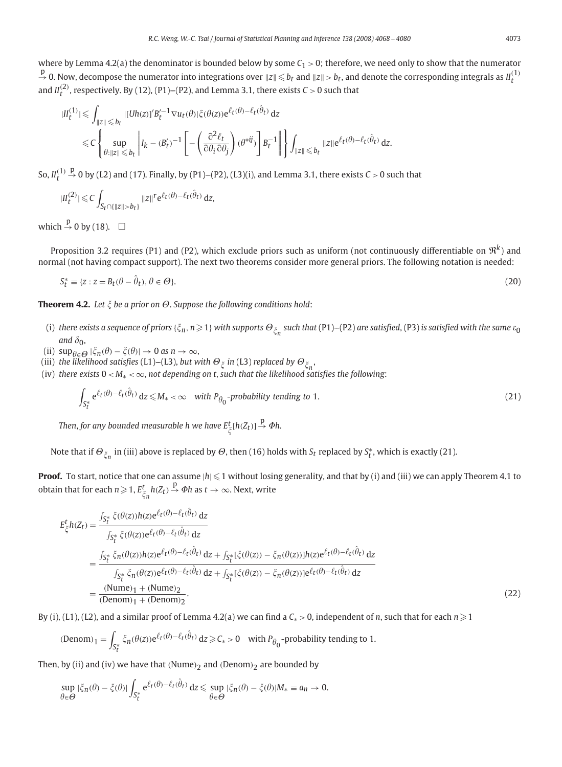where by Lemma 4.2(a) the denominator is bounded below by some $C_1 > 0$; therefore, we need only to show that the numerator $\xrightarrow{\text{p}} 0$. Now, decompose the numerator into integrations over $\|z\| \leqslant b_t$ and $\|z\| > b_t$, and denote the corresponding integrals as $II_t^{(1)}$ and $II_t^{(2)}$, respectively. By (12), (P1)–(P2), and Lemma 3.1, there exists $C > 0$ such that

$$
\begin{aligned}
|II_t^{(1)}| &\leqslant \int_{\|z\| \leqslant b_t} |[Uh(z)]' B_t'^{-1} \nabla u_t(\theta)| \xi(\theta(z)) \mathrm{e}^{\ell_t(\theta) - \ell_t(\hat{\theta}_t)} \, \mathrm{d}z \\
&\leqslant C \left\{ \sup_{\theta : \|z\| \leqslant b_t} \left\| I_k - (B_t')^{-1} \left[ -\left( \frac{\partial^2 \ell_t}{\partial \theta_i \partial \theta_j} \right) (\theta^{*ij}) \right] B_t^{-1} \right\| \right\} \int_{\|z\| \leqslant b_t} \|z\| \mathrm{e}^{\ell_t(\theta) - \ell_t(\hat{\theta}_t)} \, \mathrm{d}z.
\end{aligned}
$$

So, $II_t^{(1)} \xrightarrow{\text{p}} 0$ by (L2) and (17). Finally, by (P1)–(P2), (L3)(i), and Lemma 3.1, there exists $C > 0$ such that

$$
|II_t^{(2)}| \leqslant C \int_{S_t \cap \{\|z\| > b_t\}} \|z\|^r \mathrm{e}^{\ell_t(\theta) - \ell_t(\hat{\theta}_t)} \, \mathrm{d}z,
$$

which $\xrightarrow{\text{p}} 0$ by (18). $\square$

Proposition 3.2 requires (P1) and (P2), which exclude priors such as uniform (not continuously differentiable on $\Re^k$) and normal (not having compact support). The next two theorems consider more general priors. The following notation is needed:

$$
S_t^* \equiv \{z : z = B_t(\theta - \hat{\theta}_t), \theta \in \Theta\}. \tag{20}
$$

**Theorem 4.2.** *Let $\xi$ be a prior on $\Theta$. Suppose the following conditions hold*:

(i) *there exists a sequence of priors $\{\xi_n, n \geqslant 1\}$ with supports $\Theta_{\xi_n}$ such that* (P1)–(P2) *are satisfied*, (P3) *is satisfied with the same $\varepsilon_0$ and $\delta_0$*,

(ii) $\sup_{\theta \in \Theta} |\xi_n(\theta) - \xi(\theta)| \to 0$ *as* $n \to \infty$,

(iii) *the likelihood satisfies* (L1)–(L3), *but with $\Theta_\xi$ in* (L3) *replaced by* $\Theta_{\xi_n}$,

(iv) *there exists $0 < M_* < \infty$, not depending on $t$, such that the likelihood satisfies the following*:

$$
\int_{S_t^*} \mathrm{e}^{\ell_t(\theta) - \ell_t(\hat{\theta}_t)} \, \mathrm{d}z \leqslant M_* < \infty \quad \text{with } P_{\theta_0}\text{-probability tending to } 1. \tag{21}
$$

*Then, for any bounded measurable $h$ we have $E_\xi^t[h(Z_t)] \xrightarrow{\text{p}} \Phi h$.*

Note that if $\Theta_{\xi_n}$ in (iii) above is replaced by $\Theta$, then (16) holds with $S_t$ replaced by $S_t^*$, which is exactly (21).

**Proof.** To start, notice that one can assume $|h| \leqslant 1$ without losing generality, and that by (i) and (iii) we can apply Theorem 4.1 to obtain that for each $n \geqslant 1$, $E_{\xi_n}^t h(Z_t) \xrightarrow{\text{p}} \Phi h$ as $t \to \infty$. Next, write

$$
\begin{aligned}
E_\xi^t h(Z_t) &= \frac{\int_{S_t^*} \xi(\theta(z)) h(z) \mathrm{e}^{\ell_t(\theta) - \ell_t(\hat{\theta}_t)} \, \mathrm{d}z}{\int_{S_t^*} \xi(\theta(z)) \mathrm{e}^{\ell_t(\theta) - \ell_t(\hat{\theta}_t)} \, \mathrm{d}z} \\
&= \frac{\int_{S_t^*} \xi_n(\theta(z)) h(z) \mathrm{e}^{\ell_t(\theta) - \ell_t(\hat{\theta}_t)} \, \mathrm{d}z + \int_{S_t^*} [\xi(\theta(z)) - \xi_n(\theta(z))] h(z) \mathrm{e}^{\ell_t(\theta) - \ell_t(\hat{\theta}_t)} \, \mathrm{d}z}{\int_{S_t^*} \xi_n(\theta(z)) \mathrm{e}^{\ell_t(\theta) - \ell_t(\hat{\theta}_t)} \, \mathrm{d}z + \int_{S_t^*} [\xi(\theta(z)) - \xi_n(\theta(z))] \mathrm{e}^{\ell_t(\theta) - \ell_t(\hat{\theta}_t)} \, \mathrm{d}z} \\
&= \frac{(\text{Nume})_1 + (\text{Nume})_2}{(\text{Denom})_1 + (\text{Denom})_2}.
\end{aligned} \tag{22}
$$

By (i), (L1), (L2), and a similar proof of Lemma 4.2(a) we can find a $C_* > 0$, independent of $n$, such that for each $n \geqslant 1$

$$
(\text{Denom})_1 = \int_{S_t^*} \xi_n(\theta(z)) \mathrm{e}^{\ell_t(\theta) - \ell_t(\hat{\theta}_t)} \, \mathrm{d}z \geqslant C_* > 0 \quad \text{with } P_{\theta_0}\text{-probability tending to } 1.
$$

Then, by (ii) and (iv) we have that $(\text{Nume})_2$ and $(\text{Denom})_2$ are bounded by

$$
\sup_{\theta \in \Theta} |\xi_n(\theta) - \xi(\theta)| \int_{S_t^*} \mathrm{e}^{\ell_t(\theta) - \ell_t(\hat{\theta}_t)} \, \mathrm{d}z \leqslant \sup_{\theta \in \Theta} |\xi_n(\theta) - \xi(\theta)| M_* \equiv a_n \to 0.
$$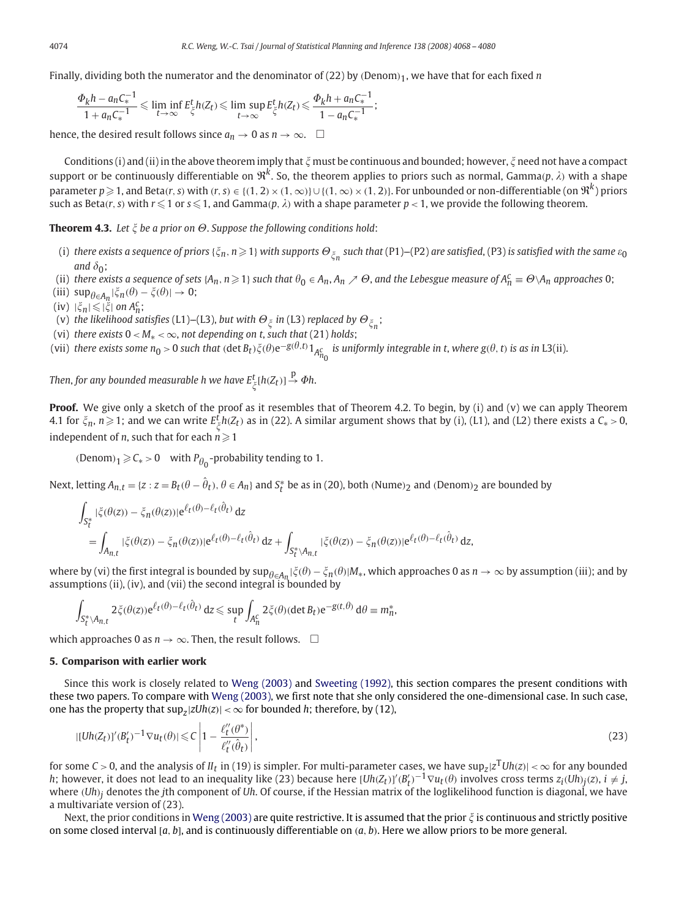Finally, dividing both the numerator and the denominator of (22) by $(\text{Denom})_1$, we have that for each fixed $n$

$$\frac{\Phi_k h - a_n C_*^{-1}}{1 + a_n C_*^{-1}} \leqslant \liminf_{t\to\infty} E_\xi^t h(Z_t) \leqslant \limsup_{t\to\infty} E_\xi^t h(Z_t) \leqslant \frac{\Phi_k h + a_n C_*^{-1}}{1 - a_n C_*^{-1}};$$

hence, the desired result follows since $a_n \to 0$ as $n \to \infty$. $\square$

Conditions (i) and (ii) in the above theorem imply that $\xi$ must be continuous and bounded; however, $\xi$ need not have a compact support or be continuously differentiable on $\Re^k$. So, the theorem applies to priors such as normal, Gamma$(p, \lambda)$ with a shape parameter $p \geqslant 1$, and Beta$(r, s)$ with $(r, s) \in \{(1, 2) \times (1, \infty)\} \cup \{(1, \infty) \times (1, 2)\}$. For unbounded or non-differentiable (on $\Re^k$) priors such as Beta$(r, s)$ with $r \leqslant 1$ or $s \leqslant 1$, and Gamma$(p, \lambda)$ with a shape parameter $p < 1$, we provide the following theorem.

**Theorem 4.3.** *Let $\xi$ be a prior on $\Theta$. Suppose the following conditions hold*:

(i) *there exists a sequence of priors $\{\xi_n, n \geqslant 1\}$ with supports $\Theta_{\xi_n}$ such that* (P1)–(P2) *are satisfied*, (P3) *is satisfied with the same $\varepsilon_0$ and $\delta_0$*;

(ii) *there exists a sequence of sets $\{A_n, n \geqslant 1\}$ such that $\theta_0 \in A_n$, $A_n \nearrow \Theta$, and the Lebesgue measure of $A_n^c \equiv \Theta \backslash A_n$ approaches* 0;

(iii) $\sup_{\theta \in A_n} |\xi_n(\theta) - \xi(\theta)| \to 0$;

(iv) $|\xi_n| \leqslant |\xi|$ *on $A_n^c$*;

(v) *the likelihood satisfies* (L1)–(L3), *but with $\Theta_\xi$ in* (L3) *replaced by $\Theta_{\xi_n}$*;

(vi) *there exists $0 < M_* < \infty$, not depending on $t$, such that* (21) *holds*;

(vii) *there exists some $n_0 > 0$ such that $(\det B_t)\xi(\theta)e^{-g(\theta,t)}1_{A_{n_0}^c}$ is uniformly integrable in $t$, where $g(\theta, t)$ is as in* L3(ii).

*Then, for any bounded measurable $h$ we have $E_\xi^t[h(Z_t)] \xrightarrow{p} \Phi h$.*

**Proof.** We give only a sketch of the proof as it resembles that of Theorem 4.2. To begin, by (i) and (v) we can apply Theorem 4.1 for $\xi_n$, $n \geqslant 1$; and we can write $E_\xi^t h(Z_t)$ as in (22). A similar argument shows that by (i), (L1), and (L2) there exists a $C_* > 0$, independent of $n$, such that for each $n \geqslant 1$

$$(\text{Denom})_1 \geqslant C_* > 0 \quad \text{with } P_{\theta_0}\text{-probability tending to 1.}$$

Next, letting $A_{n,t} = \{z : z = B_t(\theta - \hat{\theta}_t), \theta \in A_n\}$ and $S_t^*$ be as in (20), both $(\text{Nume})_2$ and $(\text{Denom})_2$ are bounded by

$$\begin{aligned}
&\int_{S_t^*} |\xi(\theta(z)) - \xi_n(\theta(z))| e^{\ell_t(\theta) - \ell_t(\hat{\theta}_t)}\,dz \\
&= \int_{A_{n,t}} |\xi(\theta(z)) - \xi_n(\theta(z))| e^{\ell_t(\theta) - \ell_t(\hat{\theta}_t)}\,dz + \int_{S_t^* \backslash A_{n,t}} |\xi(\theta(z)) - \xi_n(\theta(z))| e^{\ell_t(\theta) - \ell_t(\hat{\theta}_t)}\,dz,
\end{aligned}$$

where by (vi) the first integral is bounded by $\sup_{\theta \in A_n} |\xi(\theta) - \xi_n(\theta)| M_*$, which approaches 0 as $n \to \infty$ by assumption (iii); and by assumptions (ii), (iv), and (vii) the second integral is bounded by

$$\int_{S_t^* \backslash A_{n,t}} 2\xi(\theta(z)) e^{\ell_t(\theta) - \ell_t(\hat{\theta}_t)}\,dz \leqslant \sup_t \int_{A_n^c} 2\xi(\theta)(\det B_t) e^{-g(t,\theta)}\,d\theta \equiv m_n^*,$$

which approaches 0 as $n \to \infty$. Then, the result follows. $\square$

## 5. Comparison with earlier work

Since this work is closely related to Weng (2003) and Sweeting (1992), this section compares the present conditions with these two papers. To compare with Weng (2003), we first note that she only considered the one-dimensional case. In such case, one has the property that $\sup_z |zUh(z)| < \infty$ for bounded $h$; therefore, by (12),

$$|[Uh(Z_t)]'(B_t')^{-1}\nabla u_t(\theta)| \leqslant C \left| 1 - \frac{\ell_t''(\theta^*)}{\ell_t''(\hat{\theta}_t)} \right|, \tag{23}$$

for some $C > 0$, and the analysis of $II_t$ in (19) is simpler. For multi-parameter cases, we have $\sup_z |z^T Uh(z)| < \infty$ for any bounded $h$; however, it does not lead to an inequality like (23) because here $[Uh(Z_t)]'(B_t')^{-1}\nabla u_t(\theta)$ involves cross terms $z_i(Uh)_j(z)$, $i \neq j$, where $(Uh)_j$ denotes the $j$th component of $Uh$. Of course, if the Hessian matrix of the loglikelihood function is diagonal, we have a multivariate version of (23).

Next, the prior conditions in Weng (2003) are quite restrictive. It is assumed that the prior $\xi$ is continuous and strictly positive on some closed interval $[a, b]$, and is continuously differentiable on $(a, b)$. Here we allow priors to be more general.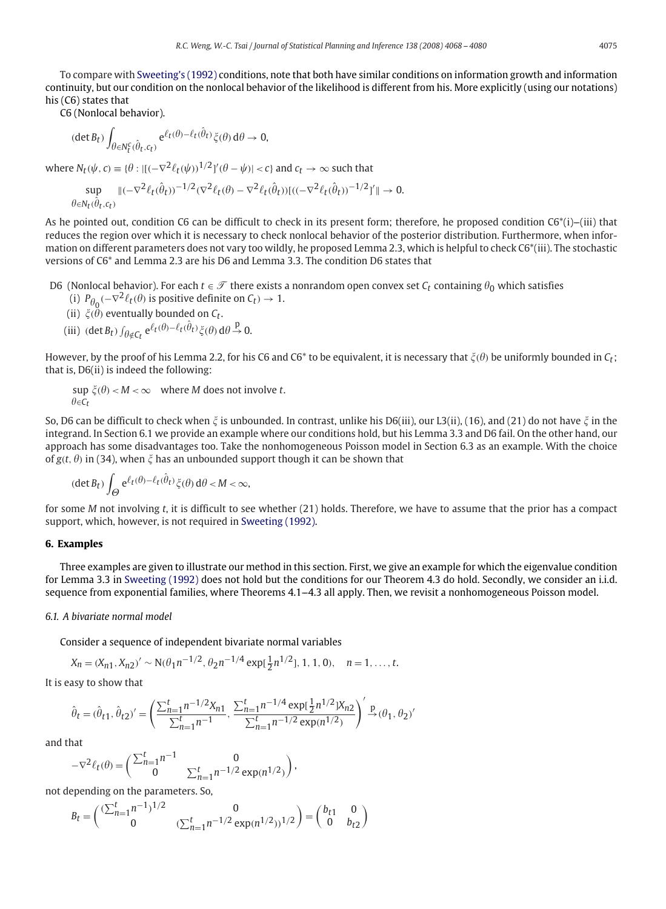To compare with Sweeting's (1992) conditions, note that both have similar conditions on information growth and information continuity, but our condition on the nonlocal behavior of the likelihood is different from his. More explicitly (using our notations) his (C6) states that

C6 (Nonlocal behavior).

$$(\det B_t)\int_{\theta\in N_t^c(\hat{\theta}_t,c_t)} e^{\ell_t(\theta)-\ell_t(\hat{\theta}_t)}\xi(\theta)\,d\theta \to 0,$$

where $N_t(\psi,c)\equiv\{\theta : |[(-\nabla^2\ell_t(\psi))^{1/2}]'(\theta-\psi)|<c\}$ and $c_t\to\infty$ such that

$$\sup_{\theta\in N_t(\hat{\theta}_t,c_t)} \|(-\nabla^2\ell_t(\hat{\theta}_t))^{-1/2}(\nabla^2\ell_t(\theta)-\nabla^2\ell_t(\hat{\theta}_t))[((-\nabla^2\ell_t(\hat{\theta}_t))^{-1/2}]'\|\to 0.$$

As he pointed out, condition C6 can be difficult to check in its present form; therefore, he proposed condition C6*(i)–(iii) that reduces the region over which it is necessary to check nonlocal behavior of the posterior distribution. Furthermore, when information on different parameters does not vary too wildly, he proposed Lemma 2.3, which is helpful to check C6*(iii). The stochastic versions of C6* and Lemma 2.3 are his D6 and Lemma 3.3. The condition D6 states that

D6 (Nonlocal behavior). For each $t\in\mathscr{T}$ there exists a nonrandom open convex set $C_t$ containing $\theta_0$ which satisfies
- (i) $P_{\theta_0}(-\nabla^2\ell_t(\theta)$ is positive definite on $C_t)\to 1$.
- (ii) $\xi(\theta)$ eventually bounded on $C_t$.
- (iii) $(\det B_t)\int_{\theta\notin C_t} e^{\ell_t(\theta)-\ell_t(\hat{\theta}_t)}\xi(\theta)\,d\theta \xrightarrow{p} 0$.

However, by the proof of his Lemma 2.2, for his C6 and C6* to be equivalent, it is necessary that $\xi(\theta)$ be uniformly bounded in $C_t$; that is, D6(ii) is indeed the following:

$$\sup_{\theta\in C_t}\xi(\theta)<M<\infty \quad \text{where } M \text{ does not involve } t.$$

So, D6 can be difficult to check when $\xi$ is unbounded. In contrast, unlike his D6(iii), our L3(ii), (16), and (21) do not have $\xi$ in the integrand. In Section 6.1 we provide an example where our conditions hold, but his Lemma 3.3 and D6 fail. On the other hand, our approach has some disadvantages too. Take the nonhomogeneous Poisson model in Section 6.3 as an example. With the choice of $g(t,\theta)$ in (34), when $\xi$ has an unbounded support though it can be shown that

$$(\det B_t)\int_{\Theta} e^{\ell_t(\theta)-\ell_t(\hat{\theta}_t)}\xi(\theta)\,d\theta<M<\infty,$$

for some $M$ not involving $t$, it is difficult to see whether (21) holds. Therefore, we have to assume that the prior has a compact support, which, however, is not required in Sweeting (1992).

## 6. Examples

Three examples are given to illustrate our method in this section. First, we give an example for which the eigenvalue condition for Lemma 3.3 in Sweeting (1992) does not hold but the conditions for our Theorem 4.3 do hold. Secondly, we consider an i.i.d. sequence from exponential families, where Theorems 4.1–4.3 all apply. Then, we revisit a nonhomogeneous Poisson model.

### 6.1. A bivariate normal model

Consider a sequence of independent bivariate normal variables

$$X_n=(X_{n1},X_{n2})'\sim N(\theta_1 n^{-1/2},\theta_2 n^{-1/4}\exp[\tfrac{1}{2}n^{1/2}],1,1,0),\quad n=1,\ldots,t.$$

It is easy to show that

$$\hat{\theta}_t=(\hat{\theta}_{t1},\hat{\theta}_{t2})'=\left(\frac{\sum_{n=1}^t n^{-1/2}X_{n1}}{\sum_{n=1}^t n^{-1}},\frac{\sum_{n=1}^t n^{-1/4}\exp[\frac{1}{2}n^{1/2}]X_{n2}}{\sum_{n=1}^t n^{-1/2}\exp(n^{1/2})}\right)'\xrightarrow{p}(\theta_1,\theta_2)'$$

and that

$$-\nabla^2\ell_t(\theta)=\begin{pmatrix}\sum_{n=1}^t n^{-1} & 0\\ 0 & \sum_{n=1}^t n^{-1/2}\exp(n^{1/2})\end{pmatrix},$$

not depending on the parameters. So,

$$B_t=\begin{pmatrix}(\sum_{n=1}^t n^{-1})^{1/2} & 0\\ 0 & (\sum_{n=1}^t n^{-1/2}\exp(n^{1/2}))^{1/2}\end{pmatrix}=\begin{pmatrix}b_{t1} & 0\\ 0 & b_{t2}\end{pmatrix}$$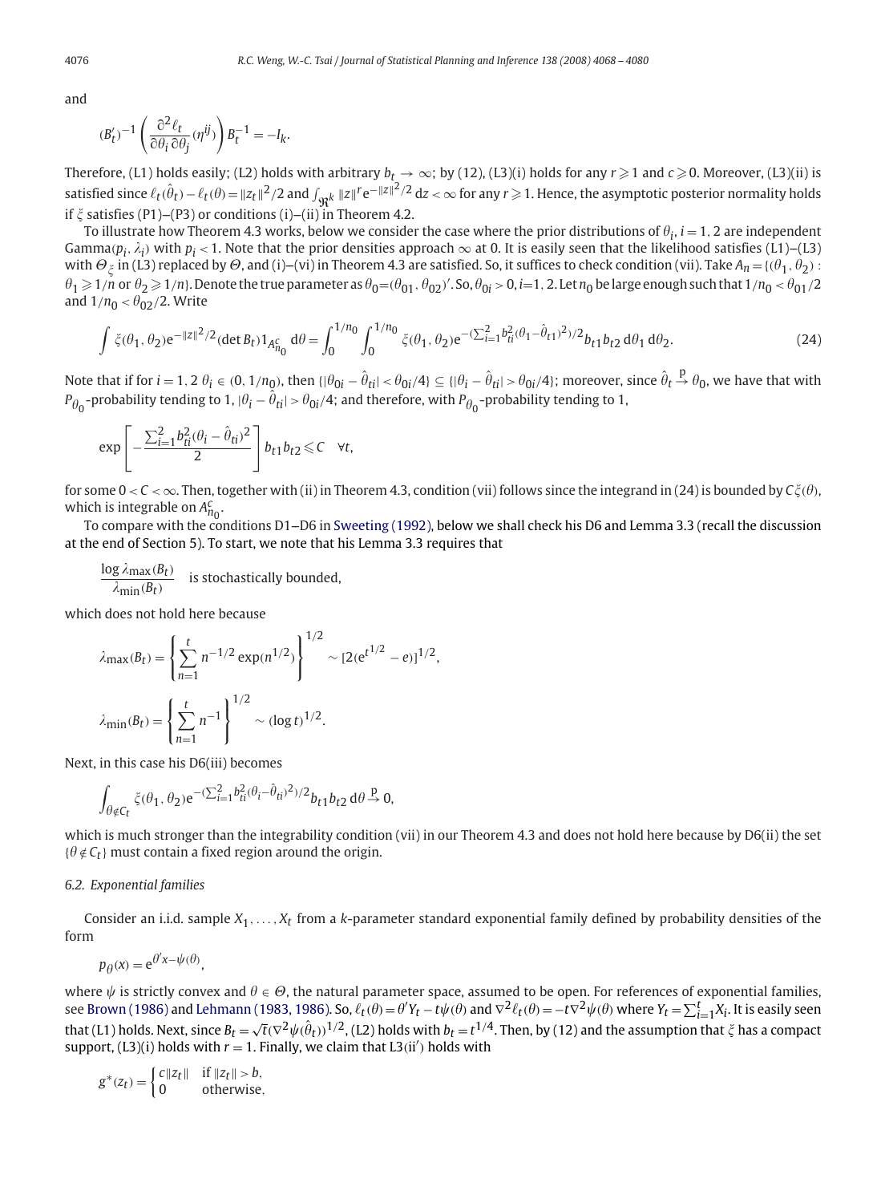and

$$(B_t')^{-1}\left(\frac{\partial^2 \ell_t}{\partial\theta_i\,\partial\theta_j}(\eta^{ij})\right)B_t^{-1} = -I_k.$$

Therefore, (L1) holds easily; (L2) holds with arbitrary $b_t \to \infty$; by (12), (L3)(i) holds for any $r \geqslant 1$ and $c \geqslant 0$. Moreover, (L3)(ii) is satisfied since $\ell_t(\hat\theta_t) - \ell_t(\theta) = \|z_t\|^2/2$ and $\int_{\mathfrak{R}^k} \|z\|^r e^{-\|z\|^2/2}\,dz < \infty$ for any $r \geqslant 1$. Hence, the asymptotic posterior normality holds if $\xi$ satisfies (P1)–(P3) or conditions (i)–(ii) in Theorem 4.2.

To illustrate how Theorem 4.3 works, below we consider the case where the prior distributions of $\theta_i$, $i = 1, 2$ are independent Gamma$(p_i, \lambda_i)$ with $p_i < 1$. Note that the prior densities approach $\infty$ at 0. It is easily seen that the likelihood satisfies (L1)–(L3) with $\Theta_\xi$ in (L3) replaced by $\Theta$, and (i)–(vi) in Theorem 4.3 are satisfied. So, it suffices to check condition (vii). Take $A_n = \{(\theta_1, \theta_2) : \theta_1 \geqslant 1/n \text{ or } \theta_2 \geqslant 1/n\}$. Denote the true parameter as $\theta_0 = (\theta_{01}, \theta_{02})'$. So, $\theta_{0i} > 0$, $i = 1, 2$. Let $n_0$ be large enough such that $1/n_0 < \theta_{01}/2$ and $1/n_0 < \theta_{02}/2$. Write

$$\int \xi(\theta_1,\theta_2) e^{-\|z\|^2/2} (\det B_t) 1_{A^c_{n_0}}\,d\theta = \int_0^{1/n_0}\int_0^{1/n_0} \xi(\theta_1,\theta_2) e^{-(\sum_{i=1}^2 b_{ti}^2(\theta_1-\hat\theta_{t1})^2)/2} b_{t1}b_{t2}\,d\theta_1\,d\theta_2. \tag{24}$$

Note that if for $i = 1, 2$ $\theta_i \in (0, 1/n_0)$, then $\{|\theta_{0i} - \hat\theta_{ti}| < \theta_{0i}/4\} \subseteq \{|\theta_i - \hat\theta_{ti}| > \theta_{0i}/4\}$; moreover, since $\hat\theta_t \xrightarrow{p} \theta_0$, we have that with $P_{\theta_0}$-probability tending to 1, $|\theta_i - \hat\theta_{ti}| > \theta_{0i}/4$; and therefore, with $P_{\theta_0}$-probability tending to 1,

$$\exp\left[-\frac{\sum_{i=1}^2 b_{ti}^2(\theta_i - \hat\theta_{ti})^2}{2}\right] b_{t1}b_{t2} \leqslant C \quad \forall t,$$

for some $0 < C < \infty$. Then, together with (ii) in Theorem 4.3, condition (vii) follows since the integrand in (24) is bounded by $C\xi(\theta)$, which is integrable on $A^c_{n_0}$.

To compare with the conditions D1–D6 in Sweeting (1992), below we shall check his D6 and Lemma 3.3 (recall the discussion at the end of Section 5). To start, we note that his Lemma 3.3 requires that

$$\frac{\log \lambda_{\max}(B_t)}{\lambda_{\min}(B_t)} \quad \text{is stochastically bounded,}$$

which does not hold here because

$$\lambda_{\max}(B_t) = \left\{\sum_{n=1}^t n^{-1/2}\exp(n^{1/2})\right\}^{1/2} \sim [2(e^{t^{1/2}} - e)]^{1/2},$$

$$\lambda_{\min}(B_t) = \left\{\sum_{n=1}^t n^{-1}\right\}^{1/2} \sim (\log t)^{1/2}.$$

Next, in this case his D6(iii) becomes

$$\int_{\theta \notin C_t} \xi(\theta_1,\theta_2) e^{-(\sum_{i=1}^2 b_{ti}^2(\theta_i - \hat\theta_{ti})^2)/2} b_{t1}b_{t2}\,d\theta \xrightarrow{p} 0,$$

which is much stronger than the integrability condition (vii) in our Theorem 4.3 and does not hold here because by D6(ii) the set $\{\theta \notin C_t\}$ must contain a fixed region around the origin.

### 6.2. Exponential families

Consider an i.i.d. sample $X_1, \ldots, X_t$ from a $k$-parameter standard exponential family defined by probability densities of the form

$$p_\theta(x) = e^{\theta' x - \psi(\theta)},$$

where $\psi$ is strictly convex and $\theta \in \Theta$, the natural parameter space, assumed to be open. For references of exponential families, see Brown (1986) and Lehmann (1983, 1986). So, $\ell_t(\theta) = \theta' Y_t - t\psi(\theta)$ and $\nabla^2 \ell_t(\theta) = -t\nabla^2\psi(\theta)$ where $Y_t = \sum_{i=1}^t X_i$. It is easily seen that (L1) holds. Next, since $B_t = \sqrt{t}(\nabla^2\psi(\hat\theta_t))^{1/2}$, (L2) holds with $b_t = t^{1/4}$. Then, by (12) and the assumption that $\xi$ has a compact support, (L3)(i) holds with $r = 1$. Finally, we claim that L3(ii′) holds with

$$g^*(z_t) = \begin{cases} c\|z_t\| & \text{if } \|z_t\| > b, \\ 0 & \text{otherwise,} \end{cases}$$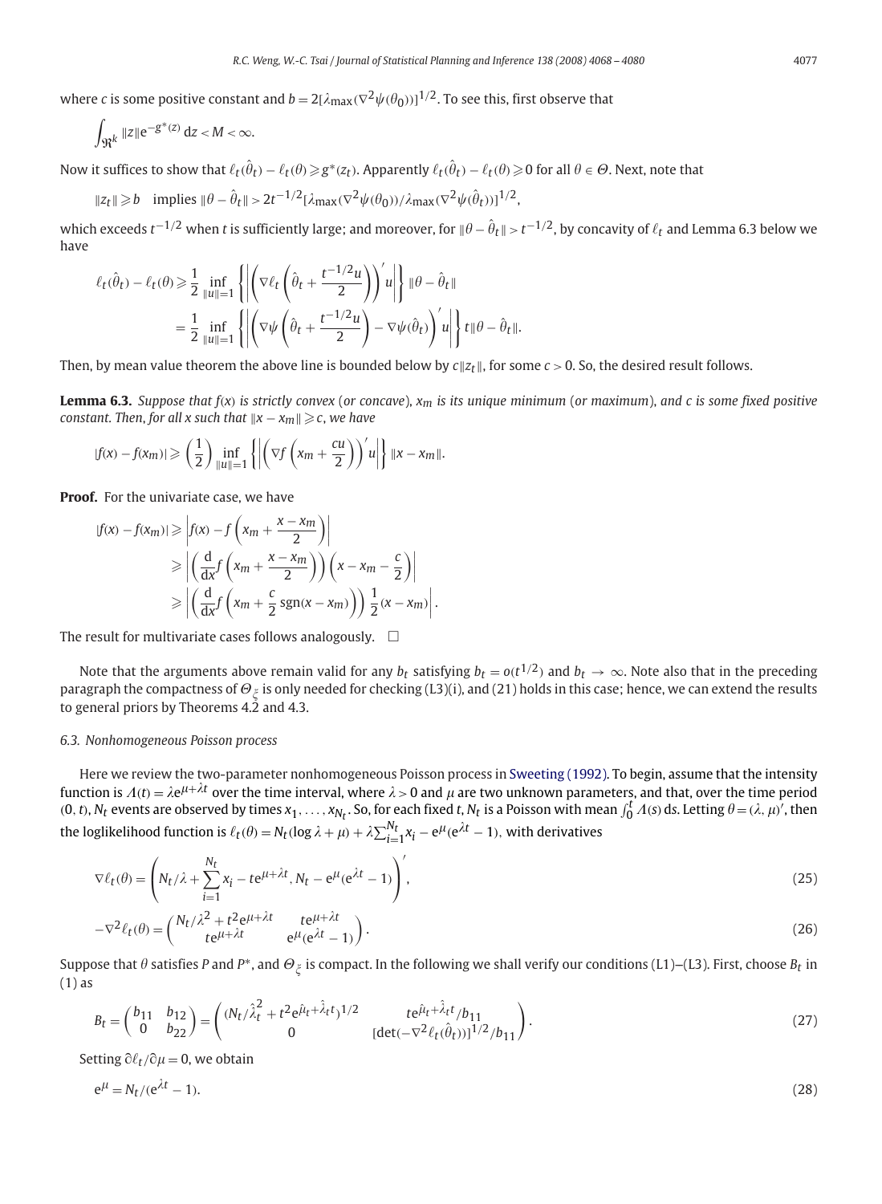where $c$ is some positive constant and $b = 2[\lambda_{\max}(\nabla^2\psi(\theta_0))]^{1/2}$. To see this, first observe that

$$\int_{\Re^k} \|z\| e^{-g^*(z)}\, dz < M < \infty.$$

Now it suffices to show that $\ell_t(\hat{\theta}_t) - \ell_t(\theta) \geqslant g^*(z_t)$. Apparently $\ell_t(\hat{\theta}_t) - \ell_t(\theta) \geqslant 0$ for all $\theta \in \Theta$. Next, note that

$$\|z_t\| \geqslant b \quad \text{implies } \|\theta - \hat{\theta}_t\| > 2t^{-1/2}[\lambda_{\max}(\nabla^2\psi(\theta_0))/\lambda_{\max}(\nabla^2\psi(\hat{\theta}_t))]^{1/2},$$

which exceeds $t^{-1/2}$ when $t$ is sufficiently large; and moreover, for $\|\theta - \hat{\theta}_t\| > t^{-1/2}$, by concavity of $\ell_t$ and Lemma 6.3 below we have

$$\begin{aligned}
\ell_t(\hat{\theta}_t) - \ell_t(\theta) &\geqslant \frac{1}{2} \inf_{\|u\|=1} \left\{ \left| \left( \nabla \ell_t \left( \hat{\theta}_t + \frac{t^{-1/2}u}{2} \right) \right)' u \right| \right\} \|\theta - \hat{\theta}_t\| \\
&= \frac{1}{2} \inf_{\|u\|=1} \left\{ \left| \left( \nabla \psi \left( \hat{\theta}_t + \frac{t^{-1/2}u}{2} \right) - \nabla\psi(\hat{\theta}_t) \right)' u \right| \right\} t \|\theta - \hat{\theta}_t\|.
\end{aligned}$$

Then, by mean value theorem the above line is bounded below by $c\|z_t\|$, for some $c > 0$. So, the desired result follows.

**Lemma 6.3.** *Suppose that $f(x)$ is strictly convex (or concave), $x_m$ is its unique minimum (or maximum), and $c$ is some fixed positive constant. Then, for all $x$ such that $\|x - x_m\| \geqslant c$, we have*

$$|f(x) - f(x_m)| \geqslant \left(\frac{1}{2}\right) \inf_{\|u\|=1} \left\{ \left| \left( \nabla f \left( x_m + \frac{cu}{2} \right) \right)' u \right| \right\} \|x - x_m\|.$$

**Proof.** For the univariate case, we have

$$\begin{aligned}
|f(x) - f(x_m)| &\geqslant \left| f(x) - f\left( x_m + \frac{x - x_m}{2} \right) \right| \\
&\geqslant \left| \left( \frac{d}{dx} f\left( x_m + \frac{x - x_m}{2} \right) \right) \left( x - x_m - \frac{c}{2} \right) \right| \\
&\geqslant \left| \left( \frac{d}{dx} f\left( x_m + \frac{c}{2}\,\mathrm{sgn}(x - x_m) \right) \right) \frac{1}{2}(x - x_m) \right|.
\end{aligned}$$

The result for multivariate cases follows analogously. $\square$

Note that the arguments above remain valid for any $b_t$ satisfying $b_t = o(t^{1/2})$ and $b_t \to \infty$. Note also that in the preceding paragraph the compactness of $\Theta_\xi$ is only needed for checking (L3)(i), and (21) holds in this case; hence, we can extend the results to general priors by Theorems 4.2 and 4.3.

### 6.3. Nonhomogeneous Poisson process

Here we review the two-parameter nonhomogeneous Poisson process in Sweeting (1992). To begin, assume that the intensity function is $\Lambda(t) = \lambda e^{\mu + \lambda t}$ over the time interval, where $\lambda > 0$ and $\mu$ are two unknown parameters, and that, over the time period $(0, t)$, $N_t$ events are observed by times $x_1, \ldots, x_{N_t}$. So, for each fixed $t$, $N_t$ is a Poisson with mean $\int_0^t \Lambda(s)\, ds$. Letting $\theta = (\lambda, \mu)'$, then the loglikelihood function is $\ell_t(\theta) = N_t(\log\lambda + \mu) + \lambda\sum_{i=1}^{N_t} x_i - e^{\mu}(e^{\lambda t} - 1)$, with derivatives

$$\nabla \ell_t(\theta) = \left( N_t/\lambda + \sum_{i=1}^{N_t} x_i - te^{\mu + \lambda t},\, N_t - e^{\mu}(e^{\lambda t} - 1) \right)', \tag{25}$$

$$-\nabla^2 \ell_t(\theta) = \begin{pmatrix} N_t/\lambda^2 + t^2 e^{\mu + \lambda t} & te^{\mu + \lambda t} \\ te^{\mu + \lambda t} & e^{\mu}(e^{\lambda t} - 1) \end{pmatrix}. \tag{26}$$

Suppose that $\theta$ satisfies $P$ and $P^*$, and $\Theta_\xi$ is compact. In the following we shall verify our conditions (L1)–(L3). First, choose $B_t$ in (1) as

$$B_t = \begin{pmatrix} b_{11} & b_{12} \\ 0 & b_{22} \end{pmatrix} = \begin{pmatrix} (N_t/\hat{\lambda}_t^2 + t^2 e^{\hat{\mu}_t + \hat{\lambda}_t t})^{1/2} & te^{\hat{\mu}_t + \hat{\lambda}_t t}/b_{11} \\ 0 & [\det(-\nabla^2 \ell_t(\hat{\theta}_t))]^{1/2}/b_{11} \end{pmatrix}. \tag{27}$$

Setting $\partial \ell_t / \partial \mu = 0$, we obtain

$$e^{\mu} = N_t/(e^{\lambda t} - 1). \tag{28}$$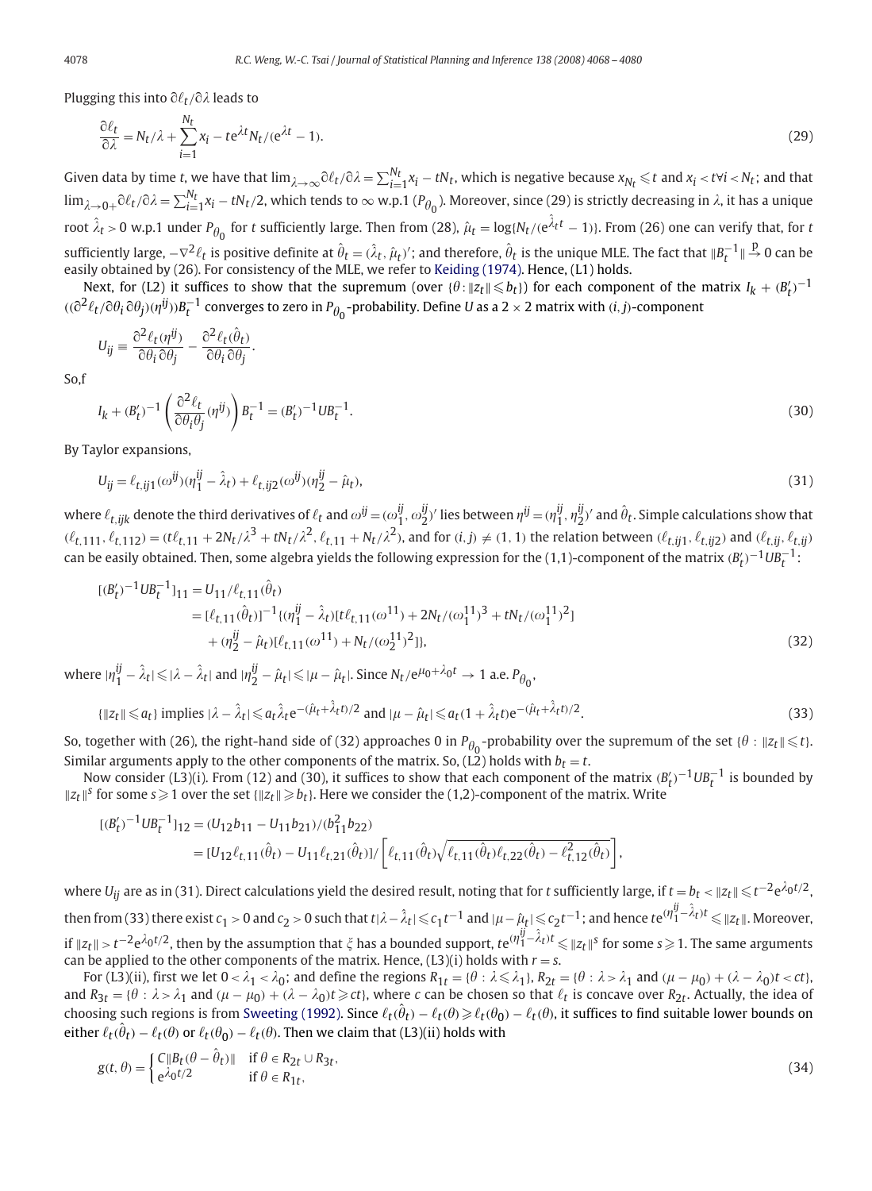Plugging this into $\partial \ell_t/\partial\lambda$ leads to

$$\frac{\partial \ell_t}{\partial \lambda} = N_t/\lambda + \sum_{i=1}^{N_t} x_i - te^{\lambda t} N_t/(e^{\lambda t}-1). \tag{29}$$

Given data by time $t$, we have that $\lim_{\lambda\to\infty}\partial\ell_t/\partial\lambda = \sum_{i=1}^{N_t} x_i - tN_t$, which is negative because $x_{N_t} \leqslant t$ and $x_i < t \forall i < N_t$; and that $\lim_{\lambda\to 0+}\partial\ell_t/\partial\lambda = \sum_{i=1}^{N_t} x_i - tN_t/2$, which tends to $\infty$ w.p.1 ($P_{\theta_0}$). Moreover, since (29) is strictly decreasing in $\lambda$, it has a unique root $\hat{\lambda}_t > 0$ w.p.1 under $P_{\theta_0}$ for $t$ sufficiently large. Then from (28), $\hat{\mu}_t = \log\{N_t/(e^{\hat{\lambda}_t t}-1)\}$. From (26) one can verify that, for $t$ sufficiently large, $-\nabla^2\ell_t$ is positive definite at $\hat{\theta}_t = (\hat{\lambda}_t, \hat{\mu}_t)'$; and therefore, $\hat{\theta}_t$ is the unique MLE. The fact that $\|B_t^{-1}\| \xrightarrow{p} 0$ can be easily obtained by (26). For consistency of the MLE, we refer to Keiding (1974). Hence, (L1) holds.

Next, for (L2) it suffices to show that the supremum (over $\{\theta : \|z_t\| \leqslant b_t\}$) for each component of the matrix $I_k + (B_t')^{-1}((\partial^2\ell_t/\partial\theta_i\partial\theta_j)(\eta^{ij}))B_t^{-1}$ converges to zero in $P_{\theta_0}$-probability. Define $U$ as a $2\times 2$ matrix with $(i,j)$-component

$$U_{ij} \equiv \frac{\partial^2\ell_t(\eta^{ij})}{\partial\theta_i\partial\theta_j} - \frac{\partial^2\ell_t(\hat{\theta}_t)}{\partial\theta_i\partial\theta_j}.$$

So,f

$$I_k + (B_t')^{-1}\left(\frac{\partial^2\ell_t}{\partial\theta_i\theta_j}(\eta^{ij})\right)B_t^{-1} = (B_t')^{-1}UB_t^{-1}. \tag{30}$$

By Taylor expansions,

$$U_{ij} = \ell_{t,ij1}(\omega^{ij})(\eta_1^{ij} - \hat{\lambda}_t) + \ell_{t,ij2}(\omega^{ij})(\eta_2^{ij} - \hat{\mu}_t), \tag{31}$$

where $\ell_{t,ijk}$ denote the third derivatives of $\ell_t$ and $\omega^{ij} = (\omega_1^{ij}, \omega_2^{ij})'$ lies between $\eta^{ij} = (\eta_1^{ij}, \eta_2^{ij})'$ and $\hat{\theta}_t$. Simple calculations show that $(\ell_{t,111}, \ell_{t,112}) = (t\ell_{t,11} + 2N_t/\lambda^3 + tN_t/\lambda^2, \ell_{t,11} + N_t/\lambda^2)$, and for $(i,j) \neq (1,1)$ the relation between $(\ell_{t,ij1}, \ell_{t,ij2})$ and $(\ell_{t,ij}, \ell_{t,ij})$ can be easily obtained. Then, some algebra yields the following expression for the (1,1)-component of the matrix $(B_t')^{-1}UB_t^{-1}$:

$$\begin{aligned}
[(B_t')^{-1}UB_t^{-1}]_{11} &= U_{11}/\ell_{t,11}(\hat{\theta}_t) \\
&= [\ell_{t,11}(\hat{\theta}_t)]^{-1}\{(\eta_1^{ij} - \hat{\lambda}_t)[t\ell_{t,11}(\omega^{11}) + 2N_t/(\omega_1^{11})^3 + tN_t/(\omega_1^{11})^2] \\
&\quad + (\eta_2^{ij} - \hat{\mu}_t)[\ell_{t,11}(\omega^{11}) + N_t/(\omega_2^{11})^2]\},
\end{aligned} \tag{32}$$

where $|\eta_1^{ij} - \hat{\lambda}_t| \leqslant |\lambda - \hat{\lambda}_t|$ and $|\eta_2^{ij} - \hat{\mu}_t| \leqslant |\mu - \hat{\mu}_t|$. Since $N_t/e^{\mu_0+\lambda_0 t} \to 1$ a.e. $P_{\theta_0}$,

$$\{\|z_t\| \leqslant a_t\} \text{ implies } |\lambda - \hat{\lambda}_t| \leqslant a_t\hat{\lambda}_t e^{-(\hat{\mu}_t+\hat{\lambda}_t t)/2} \text{ and } |\mu - \hat{\mu}_t| \leqslant a_t(1+\hat{\lambda}_t t)e^{-(\hat{\mu}_t+\hat{\lambda}_t t)/2}. \tag{33}$$

So, together with (26), the right-hand side of (32) approaches 0 in $P_{\theta_0}$-probability over the supremum of the set $\{\theta : \|z_t\| \leqslant t\}$. Similar arguments apply to the other components of the matrix. So, (L2) holds with $b_t = t$.

Now consider (L3)(i). From (12) and (30), it suffices to show that each component of the matrix $(B_t')^{-1}UB_t^{-1}$ is bounded by $\|z_t\|^s$ for some $s \geqslant 1$ over the set $\{\|z_t\| \geqslant b_t\}$. Here we consider the (1,2)-component of the matrix. Write

$$\begin{aligned}
[(B_t')^{-1}UB_t^{-1}]_{12} &= (U_{12}b_{11} - U_{11}b_{21})/(b_{11}^2 b_{22}) \\
&= [U_{12}\ell_{t,11}(\hat{\theta}_t) - U_{11}\ell_{t,21}(\hat{\theta}_t)]\Big/\left[\ell_{t,11}(\hat{\theta}_t)\sqrt{\ell_{t,11}(\hat{\theta}_t)\ell_{t,22}(\hat{\theta}_t) - \ell_{t,12}^2(\hat{\theta}_t)}\right],
\end{aligned}$$

where $U_{ij}$ are as in (31). Direct calculations yield the desired result, noting that for $t$ sufficiently large, if $t = b_t < \|z_t\| \leqslant t^{-2}e^{\lambda_0 t/2}$, then from (33) there exist $c_1 > 0$ and $c_2 > 0$ such that $t|\lambda - \hat{\lambda}_t| \leqslant c_1 t^{-1}$ and $|\mu - \hat{\mu}_t| \leqslant c_2 t^{-1}$; and hence $te^{(\eta_1^{ij} - \hat{\lambda}_t)t} \leqslant \|z_t\|$. Moreover, if $\|z_t\| > t^{-2}e^{\lambda_0 t/2}$, then by the assumption that $\xi$ has a bounded support, $te^{(\eta_1^{ij} - \hat{\lambda}_t)t} \leqslant \|z_t\|^s$ for some $s \geqslant 1$. The same arguments can be applied to the other components of the matrix. Hence, (L3)(i) holds with $r = s$.

For (L3)(ii), first we let $0 < \lambda_1 < \lambda_0$; and define the regions $R_{1t} = \{\theta : \lambda \leqslant \lambda_1\}$, $R_{2t} = \{\theta : \lambda > \lambda_1$ and $(\mu - \mu_0) + (\lambda - \lambda_0)t < ct\}$, and $R_{3t} = \{\theta : \lambda > \lambda_1$ and $(\mu - \mu_0) + (\lambda - \lambda_0)t \geqslant ct\}$, where $c$ can be chosen so that $\ell_t$ is concave over $R_{2t}$. Actually, the idea of choosing such regions is from Sweeting (1992). Since $\ell_t(\hat{\theta}_t) - \ell_t(\theta) \geqslant \ell_t(\theta_0) - \ell_t(\theta)$, it suffices to find suitable lower bounds on either $\ell_t(\hat{\theta}_t) - \ell_t(\theta)$ or $\ell_t(\theta_0) - \ell_t(\theta)$. Then we claim that (L3)(ii) holds with

$$g(t,\theta) = \begin{cases} C\|B_t(\theta - \hat{\theta}_t)\| & \text{if } \theta \in R_{2t} \cup R_{3t}, \\ e^{\lambda_0 t/2} & \text{if } \theta \in R_{1t}, \end{cases} \tag{34}$$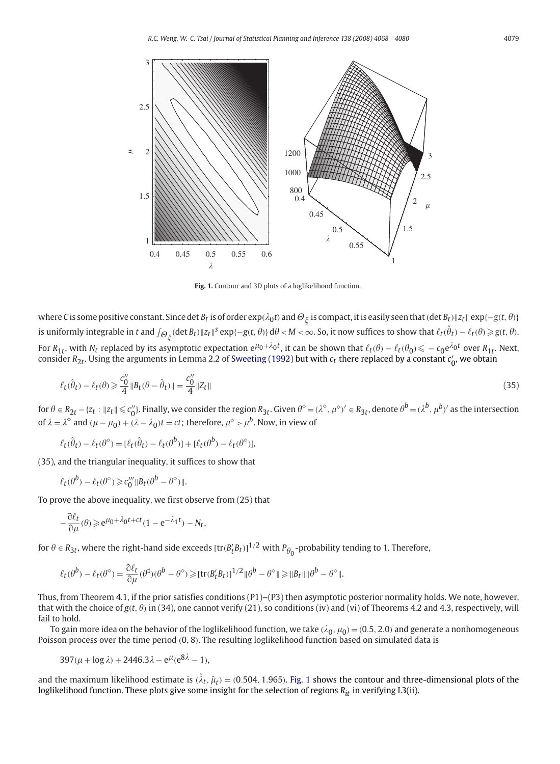Fig. 1. Contour and 3D plots of a loglikelihood function.

where $C$ is some positive constant. Since $\det B_t$ is of order $\exp(\lambda_0 t)$ and $\Theta_\xi$ is compact, it is easily seen that $(\det B_t)\|z_t\| \exp\{-g(t, \theta)\}$ is uniformly integrable in $t$ and $\int_{\Theta_\xi} (\det B_t)\|z_t\|^s \exp\{-g(t, \theta)\}\,\mathrm{d}\theta < M < \infty$. So, it now suffices to show that $\ell_t(\hat{\theta}_t) - \ell_t(\theta) \geqslant g(t, \theta)$. For $R_{1t}$, with $N_t$ replaced by its asymptotic expectation $\mathrm{e}^{\mu_0 + \lambda_0 t}$, it can be shown that $\ell_t(\theta) - \ell_t(\theta_0) \leqslant -c_0 \mathrm{e}^{\lambda_0 t}$ over $R_{1t}$. Next, consider $R_{2t}$. Using the arguments in Lemma 2.2 of Sweeting (1992) but with $c_t$ there replaced by a constant $c_0'$, we obtain

$$\ell_t(\hat{\theta}_t) - \ell_t(\theta) \geqslant \frac{c_0''}{4}\|B_t(\theta - \hat{\theta}_t)\| = \frac{c_0''}{4}\|Z_t\| \tag{35}$$

for $\theta \in R_{2t} - \{z_t : \|z_t\| \leqslant c_0''\}$. Finally, we consider the region $R_{3t}$. Given $\theta^\diamond = (\lambda^\diamond, \mu^\diamond)' \in R_{3t}$, denote $\theta^b = (\lambda^b, \mu^b)'$ as the intersection of $\lambda = \lambda^\diamond$ and $(\mu - \mu_0) + (\lambda - \lambda_0)t = ct$; therefore, $\mu^\diamond > \mu^b$. Now, in view of

$$\ell_t(\hat{\theta}_t) - \ell_t(\theta^\diamond) = [\ell_t(\hat{\theta}_t) - \ell_t(\theta^b)] + [\ell_t(\theta^b) - \ell_t(\theta^\diamond)],$$

(35), and the triangular inequality, it suffices to show that

$$\ell_t(\theta^b) - \ell_t(\theta^\diamond) \geqslant c_0'''\|B_t(\theta^b - \theta^\diamond)\|.$$

To prove the above inequality, we first observe from (25) that

$$-\frac{\partial \ell_t}{\partial \mu}(\theta) \geqslant \mathrm{e}^{\mu_0 + \lambda_0 t + ct}(1 - \mathrm{e}^{-\lambda_1 t}) - N_t,$$

for $\theta \in R_{3t}$, where the right-hand side exceeds $[\mathrm{tr}(B_t' B_t)]^{1/2}$ with $P_{\theta_0}$-probability tending to 1. Therefore,

$$\ell_t(\theta^b) - \ell_t(\theta^\diamond) = \frac{\partial \ell_t}{\partial \mu}(\theta^\sharp)(\theta^b - \theta^\diamond) \geqslant [\mathrm{tr}(B_t' B_t)]^{1/2}\|\theta^b - \theta^\diamond\| \geqslant \|B_t\|\|\theta^b - \theta^\diamond\|.$$

Thus, from Theorem 4.1, if the prior satisfies conditions (P1)–(P3) then asymptotic posterior normality holds. We note, however, that with the choice of $g(t, \theta)$ in (34), one cannot verify (21), so conditions (iv) and (vi) of Theorems 4.2 and 4.3, respectively, will fail to hold.

To gain more idea on the behavior of the loglikelihood function, we take $(\lambda_0, \mu_0) = (0.5, 2.0)$ and generate a nonhomogeneous Poisson process over the time period $(0, 8)$. The resulting loglikelihood function based on simulated data is

$$397(\mu + \log \lambda) + 2446.3\lambda - \mathrm{e}^{\mu}(\mathrm{e}^{8\lambda} - 1),$$

and the maximum likelihood estimate is $(\hat{\lambda}_t, \hat{\mu}_t) = (0.504, 1.965)$. Fig. 1 shows the contour and three-dimensional plots of the loglikelihood function. These plots give some insight for the selection of regions $R_{it}$ in verifying L3(ii).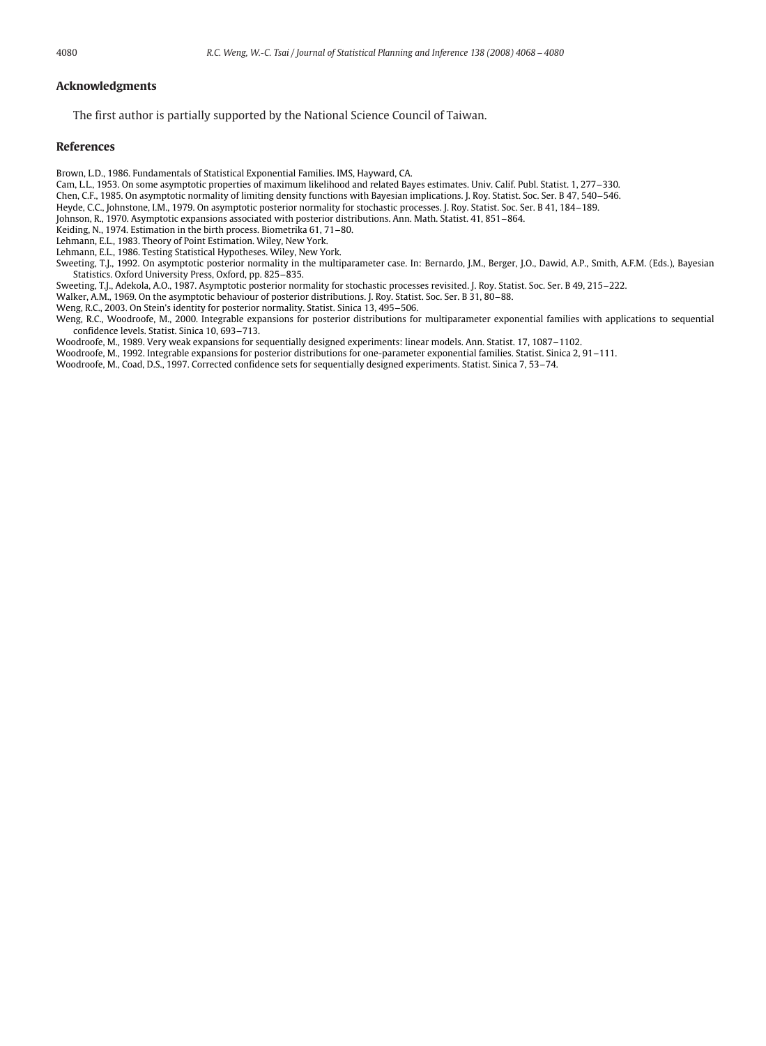## Acknowledgments

The first author is partially supported by the National Science Council of Taiwan.

## References

Brown, L.D., 1986. Fundamentals of Statistical Exponential Families. IMS, Hayward, CA.

Cam, L.L., 1953. On some asymptotic properties of maximum likelihood and related Bayes estimates. Univ. Calif. Publ. Statist. 1, 277–330.

Chen, C.F., 1985. On asymptotic normality of limiting density functions with Bayesian implications. J. Roy. Statist. Soc. Ser. B 47, 540–546.

Heyde, C.C., Johnstone, I.M., 1979. On asymptotic posterior normality for stochastic processes. J. Roy. Statist. Soc. Ser. B 41, 184–189.

Johnson, R., 1970. Asymptotic expansions associated with posterior distributions. Ann. Math. Statist. 41, 851–864.

Keiding, N., 1974. Estimation in the birth process. Biometrika 61, 71–80.

Lehmann, E.L., 1983. Theory of Point Estimation. Wiley, New York.

Lehmann, E.L., 1986. Testing Statistical Hypotheses. Wiley, New York.

Sweeting, T.J., 1992. On asymptotic posterior normality in the multiparameter case. In: Bernardo, J.M., Berger, J.O., Dawid, A.P., Smith, A.F.M. (Eds.), Bayesian Statistics. Oxford University Press, Oxford, pp. 825–835.

Sweeting, T.J., Adekola, A.O., 1987. Asymptotic posterior normality for stochastic processes revisited. J. Roy. Statist. Soc. Ser. B 49, 215–222.

Walker, A.M., 1969. On the asymptotic behaviour of posterior distributions. J. Roy. Statist. Soc. Ser. B 31, 80–88.

Weng, R.C., 2003. On Stein's identity for posterior normality. Statist. Sinica 13, 495–506.

Weng, R.C., Woodroofe, M., 2000. Integrable expansions for posterior distributions for multiparameter exponential families with applications to sequential confidence levels. Statist. Sinica 10, 693–713.

Woodroofe, M., 1989. Very weak expansions for sequentially designed experiments: linear models. Ann. Statist. 17, 1087–1102.

Woodroofe, M., 1992. Integrable expansions for posterior distributions for one-parameter exponential families. Statist. Sinica 2, 91–111.

Woodroofe, M., Coad, D.S., 1997. Corrected confidence sets for sequentially designed experiments. Statist. Sinica 7, 53–74.